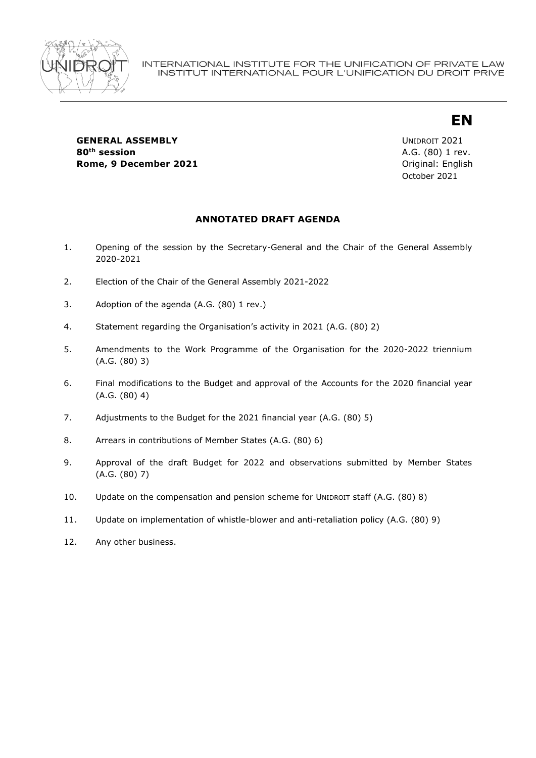INTERNATIONAL INSTITUTE FOR THE UNIFICATION OF PRIVATE LAW
INSTITUT INTERNATIONAL POUR L'UNIFICATION DU DROIT PRIVE

**EN**

**GENERAL ASSEMBLY**
**80th session**
**Rome, 9 December 2021**

UNIDROIT 2021
A.G. (80) 1 rev.
Original: English
October 2021

## ANNOTATED DRAFT AGENDA

1. Opening of the session by the Secretary-General and the Chair of the General Assembly 2020-2021

2. Election of the Chair of the General Assembly 2021-2022

3. Adoption of the agenda (A.G. (80) 1 rev.)

4. Statement regarding the Organisation's activity in 2021 (A.G. (80) 2)

5. Amendments to the Work Programme of the Organisation for the 2020-2022 triennium (A.G. (80) 3)

6. Final modifications to the Budget and approval of the Accounts for the 2020 financial year (A.G. (80) 4)

7. Adjustments to the Budget for the 2021 financial year (A.G. (80) 5)

8. Arrears in contributions of Member States (A.G. (80) 6)

9. Approval of the draft Budget for 2022 and observations submitted by Member States (A.G. (80) 7)

10. Update on the compensation and pension scheme for UNIDROIT staff (A.G. (80) 8)

11. Update on implementation of whistle-blower and anti-retaliation policy (A.G. (80) 9)

12. Any other business.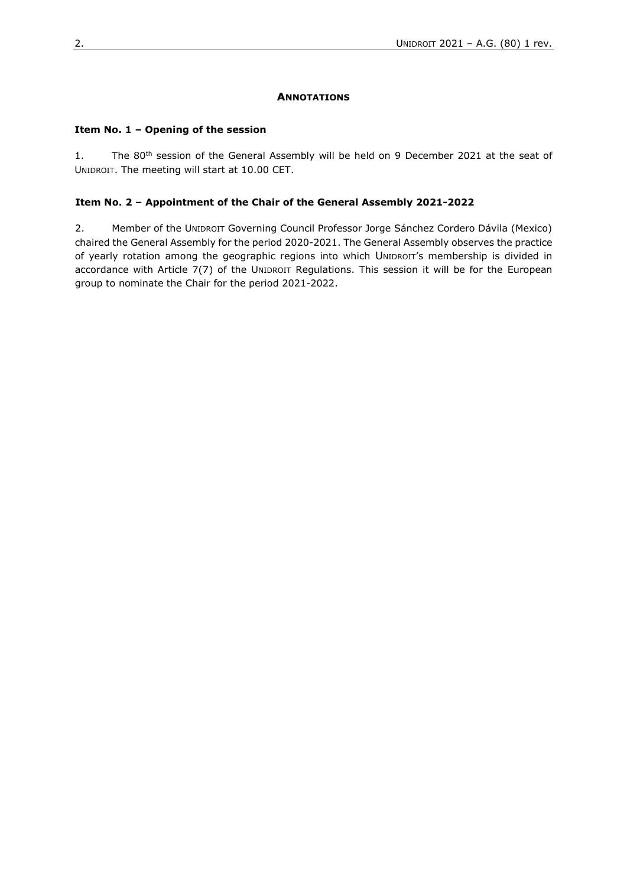## ANNOTATIONS

### Item No. 1 – Opening of the session

1. The 80th session of the General Assembly will be held on 9 December 2021 at the seat of UNIDROIT. The meeting will start at 10.00 CET.

### Item No. 2 – Appointment of the Chair of the General Assembly 2021-2022

2. Member of the UNIDROIT Governing Council Professor Jorge Sánchez Cordero Dávila (Mexico) chaired the General Assembly for the period 2020-2021. The General Assembly observes the practice of yearly rotation among the geographic regions into which UNIDROIT's membership is divided in accordance with Article 7(7) of the UNIDROIT Regulations. This session it will be for the European group to nominate the Chair for the period 2021-2022.